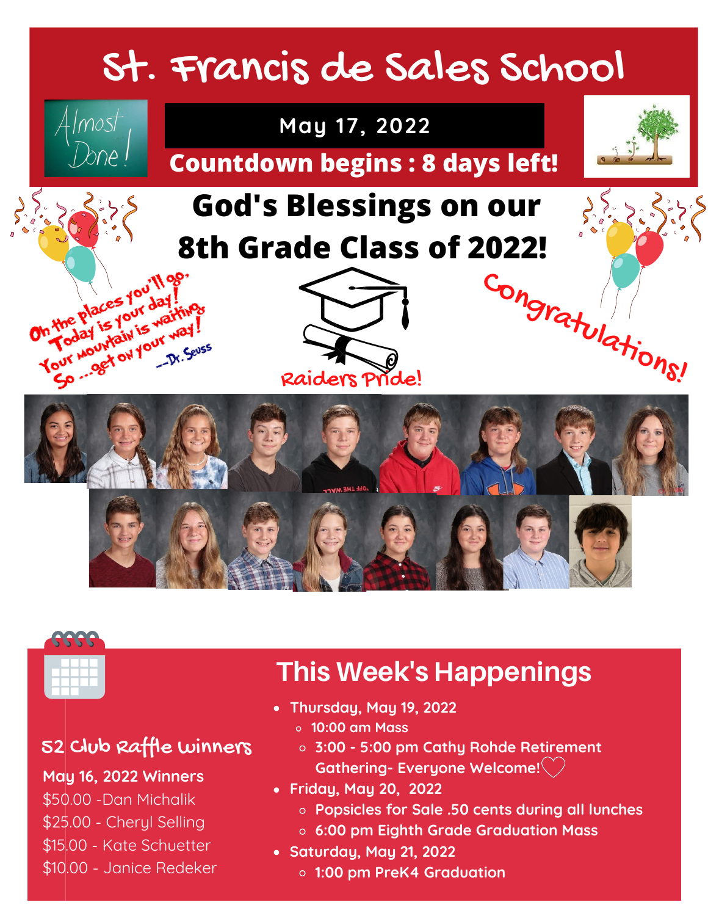# St. Francis de Sales School

Almost Done!

**May 17, 2022**

**Countdown begins : 8 days left!**

## God's Blessings on our 8th Grade Class of 2022!

Oh the places you'll go.
Today is your day!
Your mountain is waiting,
So ...get on your way!
--Dr. Seuss

Raiders Pride!

Congratulations!

## 52 Club Raffle Winners

**May 16, 2022 Winners**

$50.00 -Dan Michalik
$25.00 - Cheryl Selling
$15.00 - Kate Schuetter
$10.00 - Janice Redeker

## This Week's Happenings

- **Thursday, May 19, 2022**
  - 10:00 am Mass
  - 3:00 - 5:00 pm Cathy Rohde Retirement Gathering- Everyone Welcome!
- **Friday, May 20, 2022**
  - Popsicles for Sale .50 cents during all lunches
  - 6:00 pm Eighth Grade Graduation Mass
- **Saturday, May 21, 2022**
  - 1:00 pm PreK4 Graduation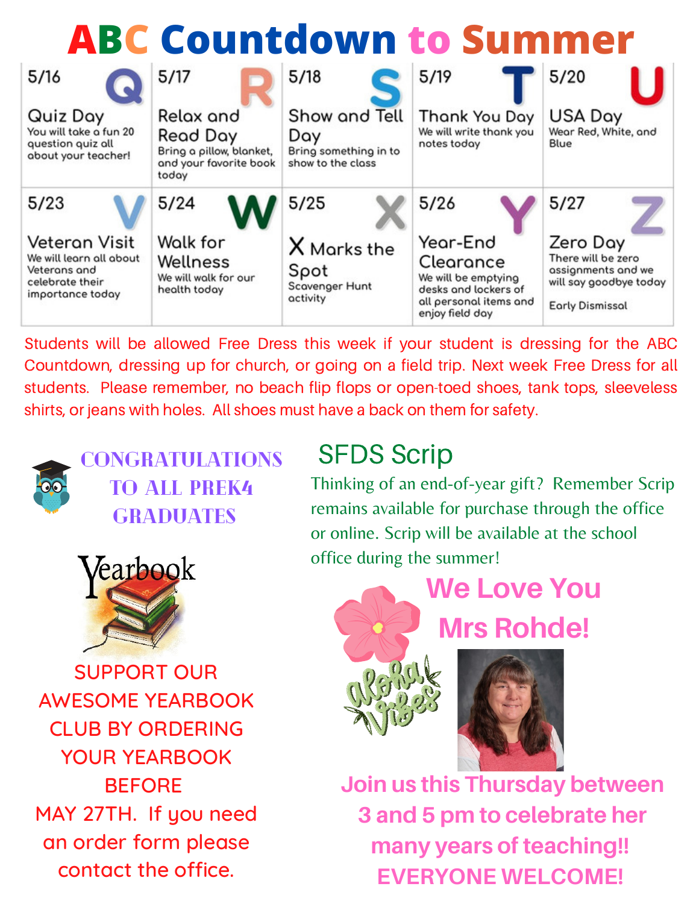# ABC Countdown to Summer

| | | | | |
|---|---|---|---|---|
| 5/16 Q<br>**Quiz Day**<br>You will take a fun 20 question quiz all about your teacher! | 5/17 R<br>**Relax and Read Day**<br>Bring a pillow, blanket, and your favorite book today | 5/18 S<br>**Show and Tell Day**<br>Bring something in to show to the class | 5/19 T<br>**Thank You Day**<br>We will write thank you notes today | 5/20 U<br>**USA Day**<br>Wear Red, White, and Blue |
| 5/23 V<br>**Veteran Visit**<br>We will learn all about Veterans and celebrate their importance today | 5/24 W<br>**Walk for Wellness**<br>We will walk for our health today | 5/25 X<br>**X Marks the Spot**<br>Scavenger Hunt activity | 5/26 Y<br>**Year-End Clearance**<br>We will be emptying desks and lockers of all personal items and enjoy field day | 5/27 Z<br>**Zero Day**<br>There will be zero assignments and we will say goodbye today<br>Early Dismissal |

Students will be allowed Free Dress this week if your student is dressing for the ABC Countdown, dressing up for church, or going on a field trip. Next week Free Dress for all students. Please remember, no beach flip flops or open-toed shoes, tank tops, sleeveless shirts, or jeans with holes. All shoes must have a back on them for safety.

## CONGRATULATIONS TO ALL PREK4 GRADUATES

## SFDS Scrip

Thinking of an end-of-year gift? Remember Scrip remains available for purchase through the office or online. Scrip will be available at the school office during the summer!

## Yearbook

SUPPORT OUR AWESOME YEARBOOK CLUB BY ORDERING YOUR YEARBOOK BEFORE MAY 27TH. If you need an order form please contact the office.

## We Love You Mrs Rohde!

Join us this Thursday between 3 and 5 pm to celebrate her many years of teaching!! EVERYONE WELCOME!